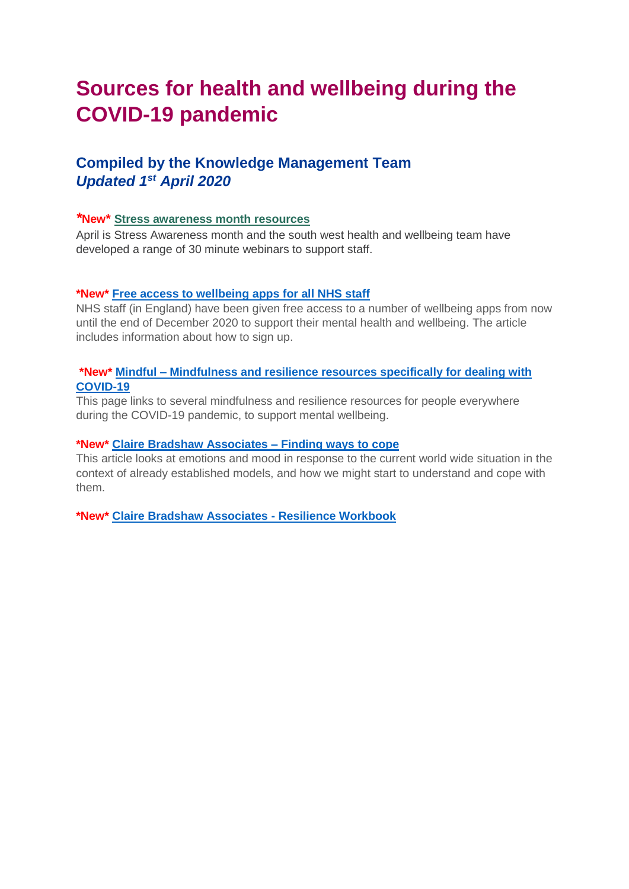# Sources for health and wellbeing during the COVID-19 pandemic

## Compiled by the Knowledge Management Team
### *Updated 1st April 2020*

***New* Stress awareness month resources**

April is Stress Awareness month and the south west health and wellbeing team have developed a range of 30 minute webinars to support staff.

***New* Free access to wellbeing apps for all NHS staff**

NHS staff (in England) have been given free access to a number of wellbeing apps from now until the end of December 2020 to support their mental health and wellbeing. The article includes information about how to sign up.

***New* Mindful – Mindfulness and resilience resources specifically for dealing with COVID-19**

This page links to several mindfulness and resilience resources for people everywhere during the COVID-19 pandemic, to support mental wellbeing.

***New* Claire Bradshaw Associates – Finding ways to cope**

This article looks at emotions and mood in response to the current world wide situation in the context of already established models, and how we might start to understand and cope with them.

***New* Claire Bradshaw Associates - Resilience Workbook**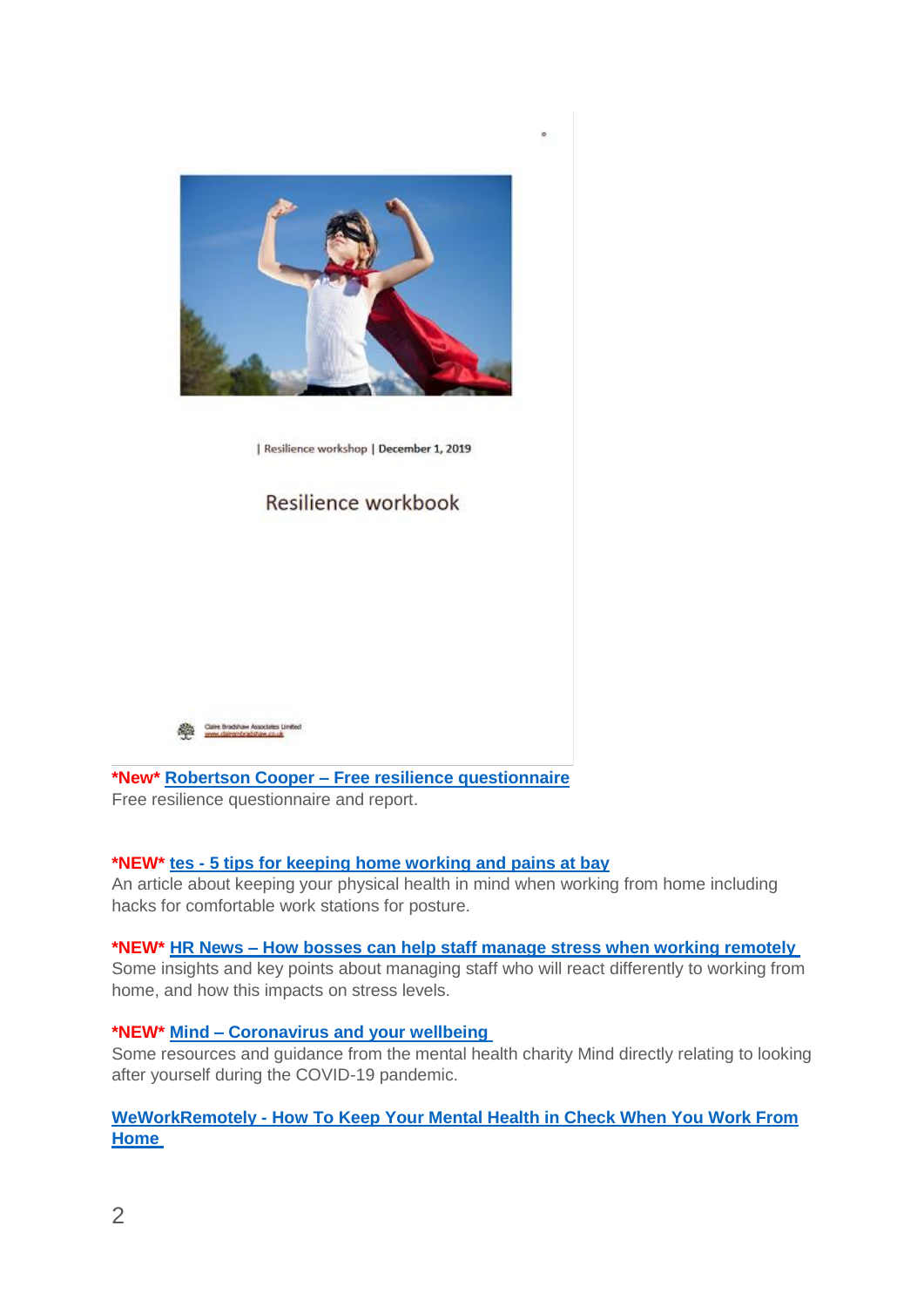| Resilience workshop | December 1, 2019

Resilience workbook

Claire Bradshaw Associates Limited
www.clairembradshaw.co.uk

**\*New\* Robertson Cooper – Free resilience questionnaire**
Free resilience questionnaire and report.

**\*NEW\* tes - 5 tips for keeping home working and pains at bay**
An article about keeping your physical health in mind when working from home including hacks for comfortable work stations for posture.

**\*NEW\* HR News – How bosses can help staff manage stress when working remotely**
Some insights and key points about managing staff who will react differently to working from home, and how this impacts on stress levels.

**\*NEW\* Mind – Coronavirus and your wellbeing**
Some resources and guidance from the mental health charity Mind directly relating to looking after yourself during the COVID-19 pandemic.

**WeWorkRemotely - How To Keep Your Mental Health in Check When You Work From Home**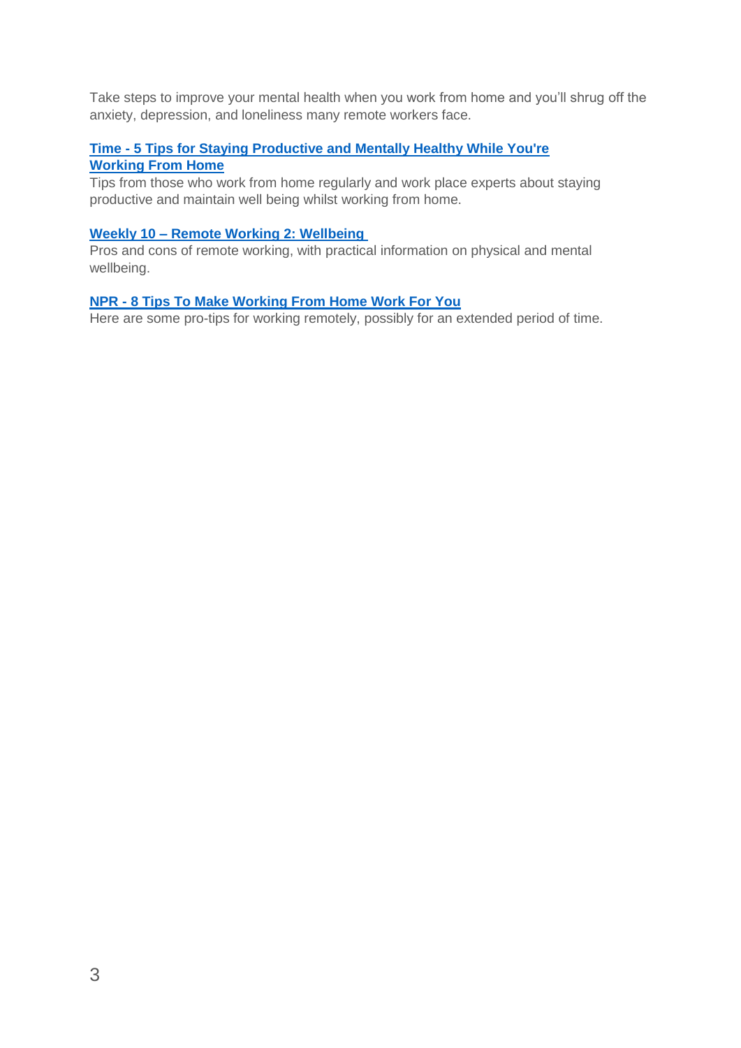Take steps to improve your mental health when you work from home and you'll shrug off the anxiety, depression, and loneliness many remote workers face.

**Time - 5 Tips for Staying Productive and Mentally Healthy While You're Working From Home**
Tips from those who work from home regularly and work place experts about staying productive and maintain well being whilst working from home.

**Weekly 10 – Remote Working 2: Wellbeing**
Pros and cons of remote working, with practical information on physical and mental wellbeing.

**NPR - 8 Tips To Make Working From Home Work For You**
Here are some pro-tips for working remotely, possibly for an extended period of time.